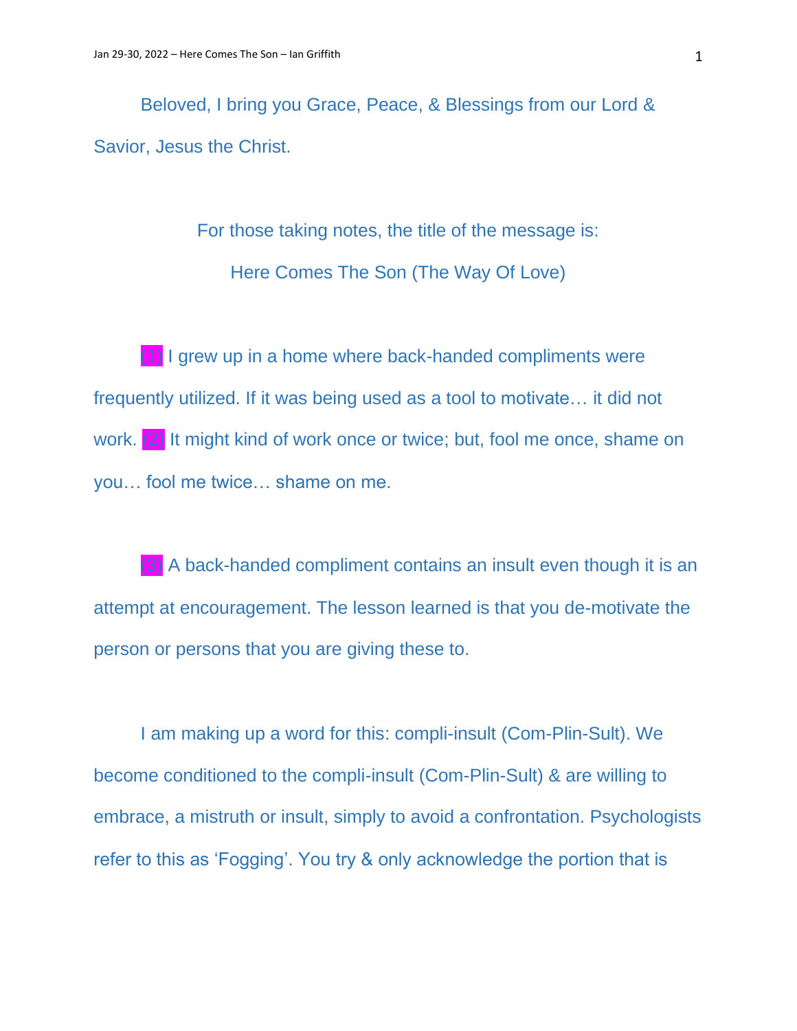Beloved, I bring you Grace, Peace, & Blessings from our Lord & Savior, Jesus the Christ.

For those taking notes, the title of the message is:

Here Comes The Son (The Way Of Love)

(1) I grew up in a home where back-handed compliments were frequently utilized. If it was being used as a tool to motivate… it did not work. (2) It might kind of work once or twice; but, fool me once, shame on you… fool me twice… shame on me.

(3) A back-handed compliment contains an insult even though it is an attempt at encouragement. The lesson learned is that you de-motivate the person or persons that you are giving these to.

I am making up a word for this: compli-insult (Com-Plin-Sult). We become conditioned to the compli-insult (Com-Plin-Sult) & are willing to embrace, a mistruth or insult, simply to avoid a confrontation. Psychologists refer to this as 'Fogging'. You try & only acknowledge the portion that is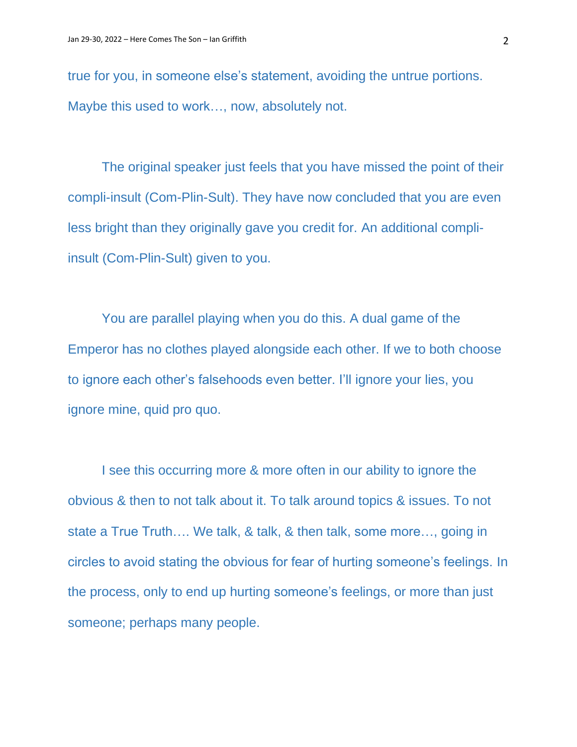true for you, in someone else's statement, avoiding the untrue portions. Maybe this used to work…, now, absolutely not.

The original speaker just feels that you have missed the point of their compli-insult (Com-Plin-Sult). They have now concluded that you are even less bright than they originally gave you credit for. An additional compli-insult (Com-Plin-Sult) given to you.

You are parallel playing when you do this. A dual game of the Emperor has no clothes played alongside each other. If we to both choose to ignore each other's falsehoods even better. I'll ignore your lies, you ignore mine, quid pro quo.

I see this occurring more & more often in our ability to ignore the obvious & then to not talk about it. To talk around topics & issues. To not state a True Truth…. We talk, & talk, & then talk, some more…, going in circles to avoid stating the obvious for fear of hurting someone's feelings. In the process, only to end up hurting someone's feelings, or more than just someone; perhaps many people.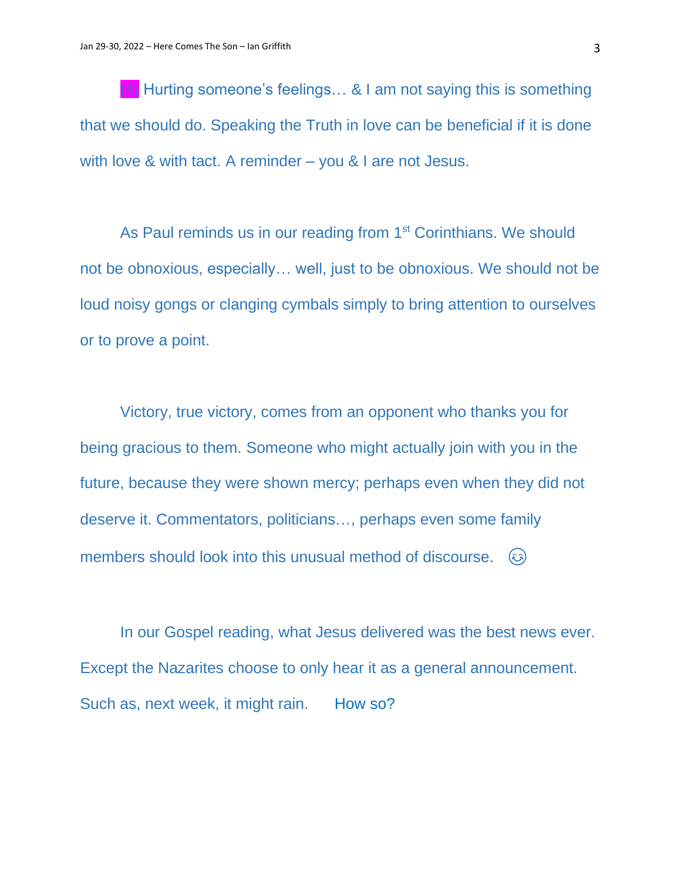(4) Hurting someone's feelings… & I am not saying this is something that we should do. Speaking the Truth in love can be beneficial if it is done with love & with tact. A reminder – you & I are not Jesus.

As Paul reminds us in our reading from 1st Corinthians. We should not be obnoxious, especially… well, just to be obnoxious. We should not be loud noisy gongs or clanging cymbals simply to bring attention to ourselves or to prove a point.

Victory, true victory, comes from an opponent who thanks you for being gracious to them. Someone who might actually join with you in the future, because they were shown mercy; perhaps even when they did not deserve it. Commentators, politicians…, perhaps even some family members should look into this unusual method of discourse. 😊

In our Gospel reading, what Jesus delivered was the best news ever. Except the Nazarites choose to only hear it as a general announcement. Such as, next week, it might rain. How so?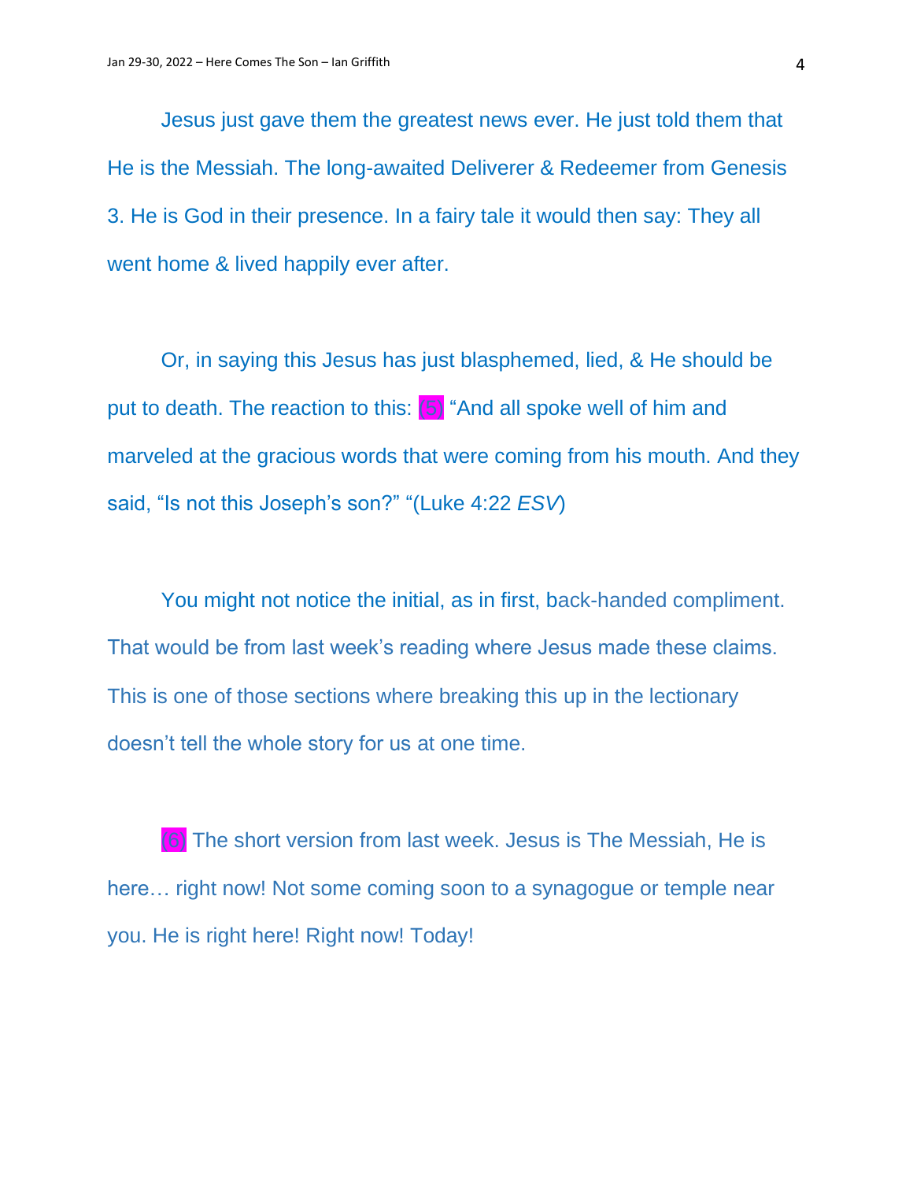Jesus just gave them the greatest news ever. He just told them that He is the Messiah. The long-awaited Deliverer & Redeemer from Genesis 3. He is God in their presence. In a fairy tale it would then say: They all went home & lived happily ever after.

Or, in saying this Jesus has just blasphemed, lied, & He should be put to death. The reaction to this: (5) "And all spoke well of him and marveled at the gracious words that were coming from his mouth. And they said, "Is not this Joseph's son?" "(Luke 4:22 *ESV*)

You might not notice the initial, as in first, back-handed compliment. That would be from last week's reading where Jesus made these claims. This is one of those sections where breaking this up in the lectionary doesn't tell the whole story for us at one time.

(6) The short version from last week. Jesus is The Messiah, He is here… right now! Not some coming soon to a synagogue or temple near you. He is right here! Right now! Today!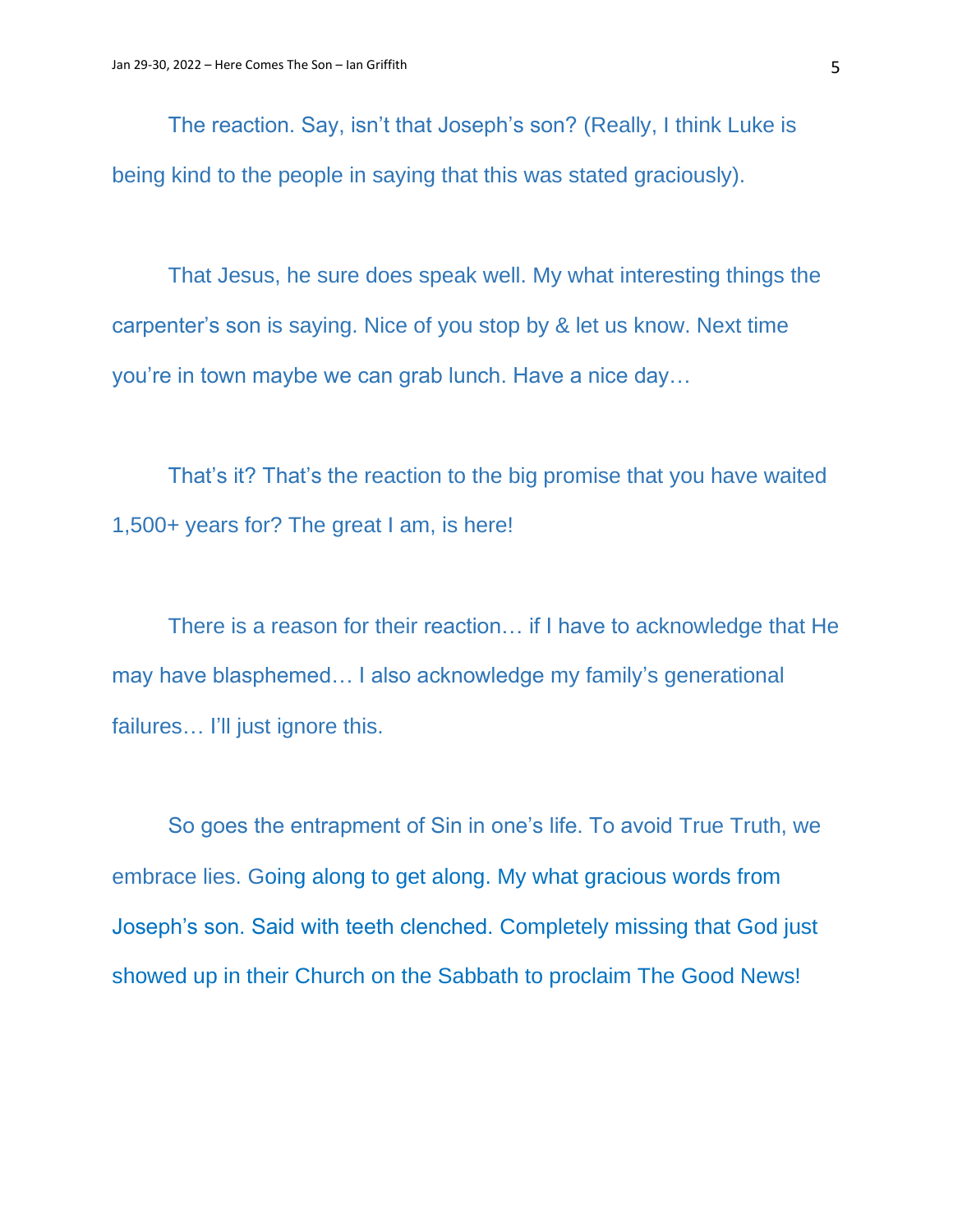The reaction. Say, isn't that Joseph's son? (Really, I think Luke is being kind to the people in saying that this was stated graciously).

That Jesus, he sure does speak well. My what interesting things the carpenter's son is saying. Nice of you stop by & let us know. Next time you're in town maybe we can grab lunch. Have a nice day…

That's it? That's the reaction to the big promise that you have waited 1,500+ years for? The great I am, is here!

There is a reason for their reaction… if I have to acknowledge that He may have blasphemed… I also acknowledge my family's generational failures… I'll just ignore this.

So goes the entrapment of Sin in one's life. To avoid True Truth, we embrace lies. Going along to get along. My what gracious words from Joseph's son. Said with teeth clenched. Completely missing that God just showed up in their Church on the Sabbath to proclaim The Good News!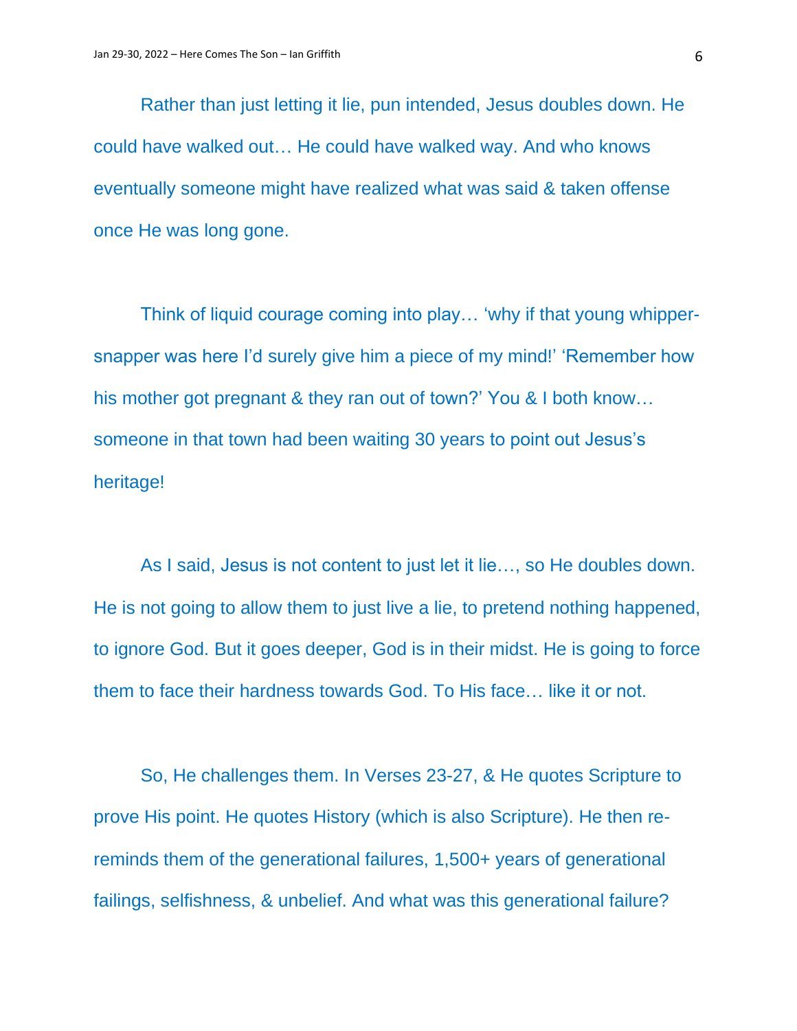Rather than just letting it lie, pun intended, Jesus doubles down. He could have walked out… He could have walked way. And who knows eventually someone might have realized what was said & taken offense once He was long gone.

Think of liquid courage coming into play… 'why if that young whipper-snapper was here I'd surely give him a piece of my mind!' 'Remember how his mother got pregnant & they ran out of town?' You & I both know… someone in that town had been waiting 30 years to point out Jesus's heritage!

As I said, Jesus is not content to just let it lie…, so He doubles down. He is not going to allow them to just live a lie, to pretend nothing happened, to ignore God. But it goes deeper, God is in their midst. He is going to force them to face their hardness towards God. To His face… like it or not.

So, He challenges them. In Verses 23-27, & He quotes Scripture to prove His point. He quotes History (which is also Scripture). He then re-reminds them of the generational failures, 1,500+ years of generational failings, selfishness, & unbelief. And what was this generational failure?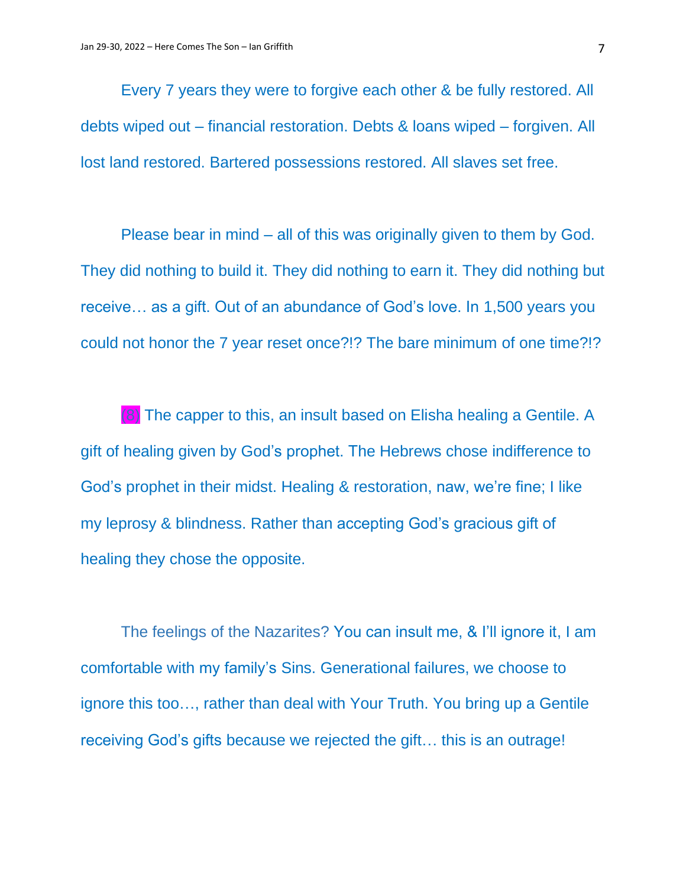Every 7 years they were to forgive each other & be fully restored. All debts wiped out – financial restoration. Debts & loans wiped – forgiven. All lost land restored. Bartered possessions restored. All slaves set free.

Please bear in mind – all of this was originally given to them by God. They did nothing to build it. They did nothing to earn it. They did nothing but receive… as a gift. Out of an abundance of God's love. In 1,500 years you could not honor the 7 year reset once?!? The bare minimum of one time?!?

(8) The capper to this, an insult based on Elisha healing a Gentile. A gift of healing given by God's prophet. The Hebrews chose indifference to God's prophet in their midst. Healing & restoration, naw, we're fine; I like my leprosy & blindness. Rather than accepting God's gracious gift of healing they chose the opposite.

The feelings of the Nazarites? You can insult me, & I'll ignore it, I am comfortable with my family's Sins. Generational failures, we choose to ignore this too…, rather than deal with Your Truth. You bring up a Gentile receiving God's gifts because we rejected the gift… this is an outrage!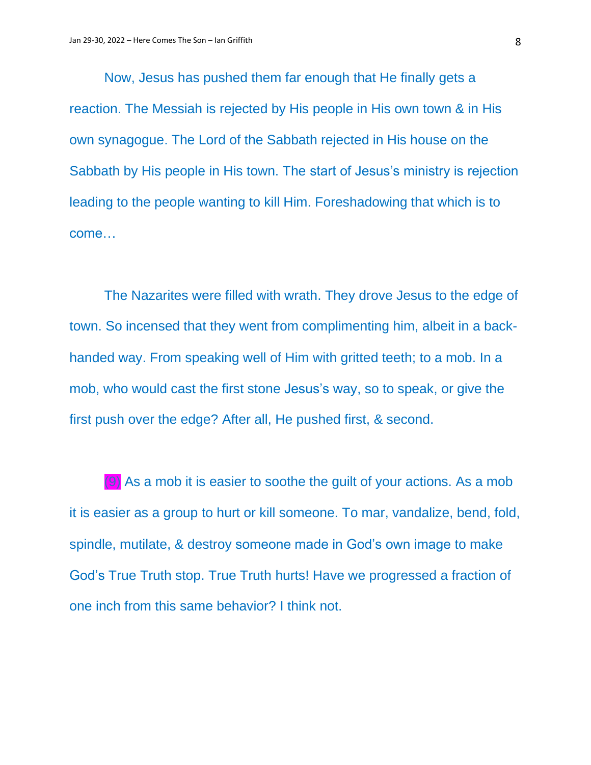Now, Jesus has pushed them far enough that He finally gets a reaction. The Messiah is rejected by His people in His own town & in His own synagogue. The Lord of the Sabbath rejected in His house on the Sabbath by His people in His town. The start of Jesus's ministry is rejection leading to the people wanting to kill Him. Foreshadowing that which is to come…

The Nazarites were filled with wrath. They drove Jesus to the edge of town. So incensed that they went from complimenting him, albeit in a back-handed way. From speaking well of Him with gritted teeth; to a mob. In a mob, who would cast the first stone Jesus's way, so to speak, or give the first push over the edge? After all, He pushed first, & second.

(9) As a mob it is easier to soothe the guilt of your actions. As a mob it is easier as a group to hurt or kill someone. To mar, vandalize, bend, fold, spindle, mutilate, & destroy someone made in God's own image to make God's True Truth stop. True Truth hurts! Have we progressed a fraction of one inch from this same behavior? I think not.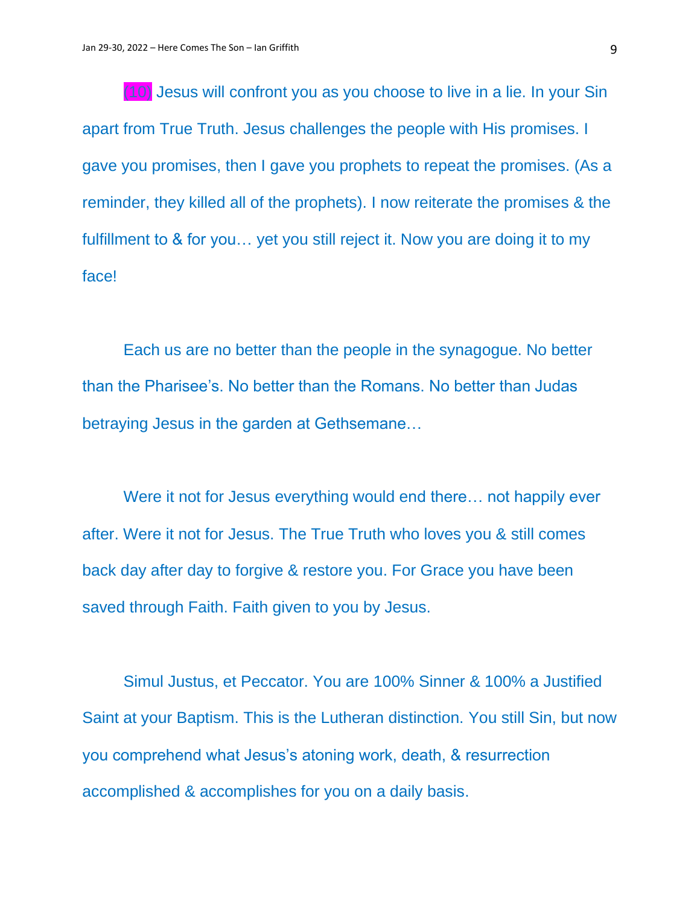(10) Jesus will confront you as you choose to live in a lie. In your Sin apart from True Truth. Jesus challenges the people with His promises. I gave you promises, then I gave you prophets to repeat the promises. (As a reminder, they killed all of the prophets). I now reiterate the promises & the fulfillment to & for you… yet you still reject it. Now you are doing it to my face!

Each us are no better than the people in the synagogue. No better than the Pharisee's. No better than the Romans. No better than Judas betraying Jesus in the garden at Gethsemane…

Were it not for Jesus everything would end there… not happily ever after. Were it not for Jesus. The True Truth who loves you & still comes back day after day to forgive & restore you. For Grace you have been saved through Faith. Faith given to you by Jesus.

Simul Justus, et Peccator. You are 100% Sinner & 100% a Justified Saint at your Baptism. This is the Lutheran distinction. You still Sin, but now you comprehend what Jesus's atoning work, death, & resurrection accomplished & accomplishes for you on a daily basis.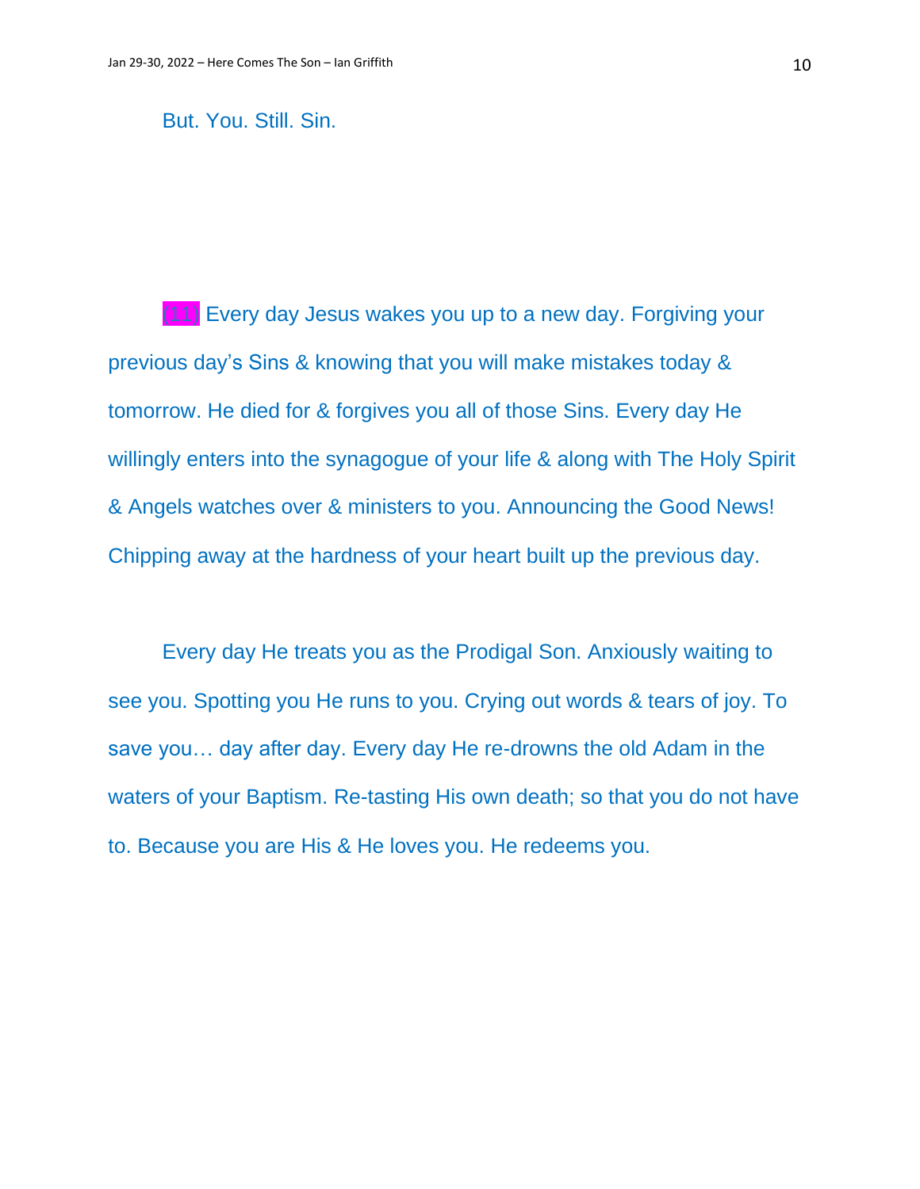But. You. Still. Sin.

(11) Every day Jesus wakes you up to a new day. Forgiving your previous day's Sins & knowing that you will make mistakes today & tomorrow. He died for & forgives you all of those Sins. Every day He willingly enters into the synagogue of your life & along with The Holy Spirit & Angels watches over & ministers to you. Announcing the Good News! Chipping away at the hardness of your heart built up the previous day.

Every day He treats you as the Prodigal Son. Anxiously waiting to see you. Spotting you He runs to you. Crying out words & tears of joy. To save you… day after day. Every day He re-drowns the old Adam in the waters of your Baptism. Re-tasting His own death; so that you do not have to. Because you are His & He loves you. He redeems you.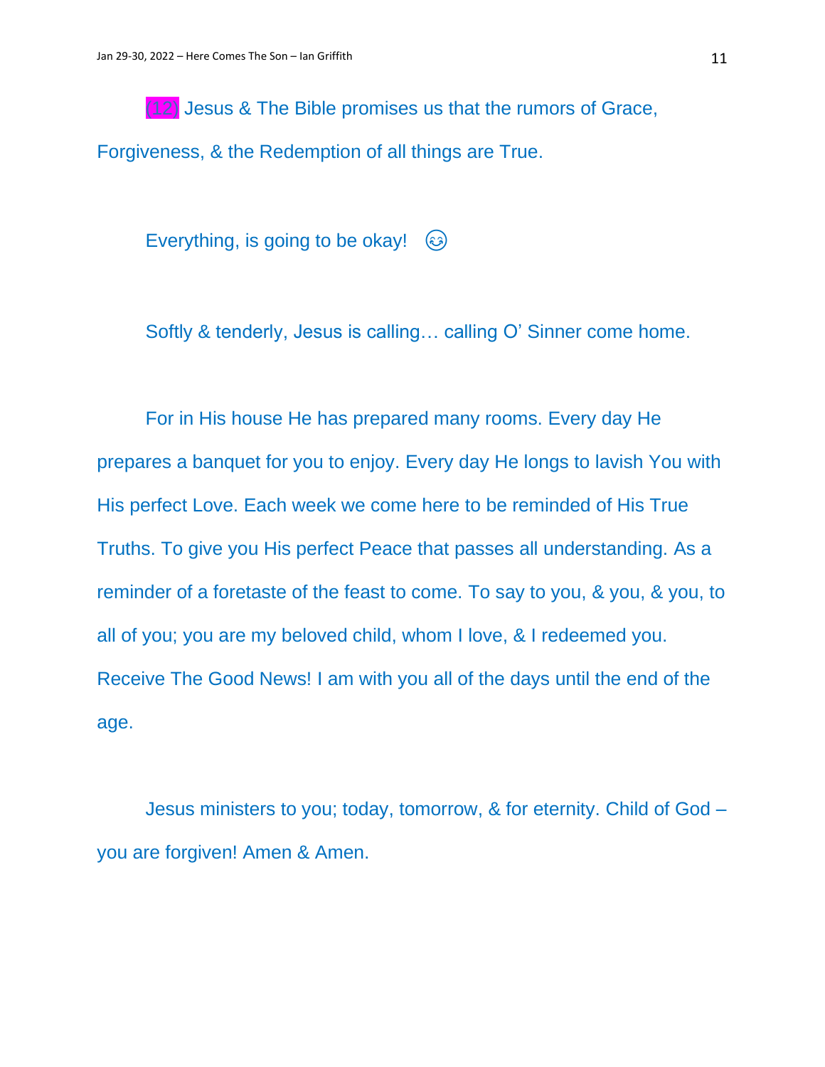(12) Jesus & The Bible promises us that the rumors of Grace, Forgiveness, & the Redemption of all things are True.

Everything, is going to be okay! 😌

Softly & tenderly, Jesus is calling… calling O' Sinner come home.

For in His house He has prepared many rooms. Every day He prepares a banquet for you to enjoy. Every day He longs to lavish You with His perfect Love. Each week we come here to be reminded of His True Truths. To give you His perfect Peace that passes all understanding. As a reminder of a foretaste of the feast to come. To say to you, & you, & you, to all of you; you are my beloved child, whom I love, & I redeemed you. Receive The Good News! I am with you all of the days until the end of the age.

Jesus ministers to you; today, tomorrow, & for eternity. Child of God – you are forgiven! Amen & Amen.